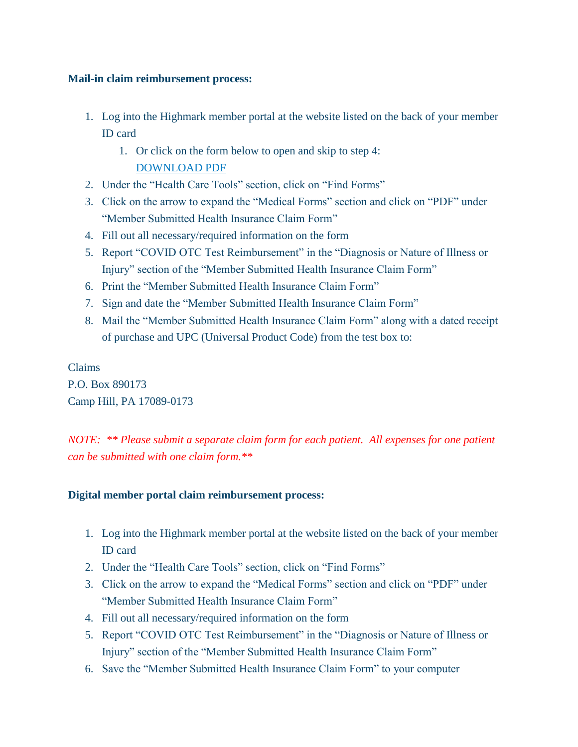**Mail-in claim reimbursement process:**

1. Log into the Highmark member portal at the website listed on the back of your member ID card
   1. Or click on the form below to open and skip to step 4: [DOWNLOAD PDF]
2. Under the "Health Care Tools" section, click on "Find Forms"
3. Click on the arrow to expand the "Medical Forms" section and click on "PDF" under "Member Submitted Health Insurance Claim Form"
4. Fill out all necessary/required information on the form
5. Report "COVID OTC Test Reimbursement" in the "Diagnosis or Nature of Illness or Injury" section of the "Member Submitted Health Insurance Claim Form"
6. Print the "Member Submitted Health Insurance Claim Form"
7. Sign and date the "Member Submitted Health Insurance Claim Form"
8. Mail the "Member Submitted Health Insurance Claim Form" along with a dated receipt of purchase and UPC (Universal Product Code) from the test box to:

Claims
P.O. Box 890173
Camp Hill, PA 17089-0173

*NOTE: ** Please submit a separate claim form for each patient. All expenses for one patient can be submitted with one claim form.***

**Digital member portal claim reimbursement process:**

1. Log into the Highmark member portal at the website listed on the back of your member ID card
2. Under the "Health Care Tools" section, click on "Find Forms"
3. Click on the arrow to expand the "Medical Forms" section and click on "PDF" under "Member Submitted Health Insurance Claim Form"
4. Fill out all necessary/required information on the form
5. Report "COVID OTC Test Reimbursement" in the "Diagnosis or Nature of Illness or Injury" section of the "Member Submitted Health Insurance Claim Form"
6. Save the "Member Submitted Health Insurance Claim Form" to your computer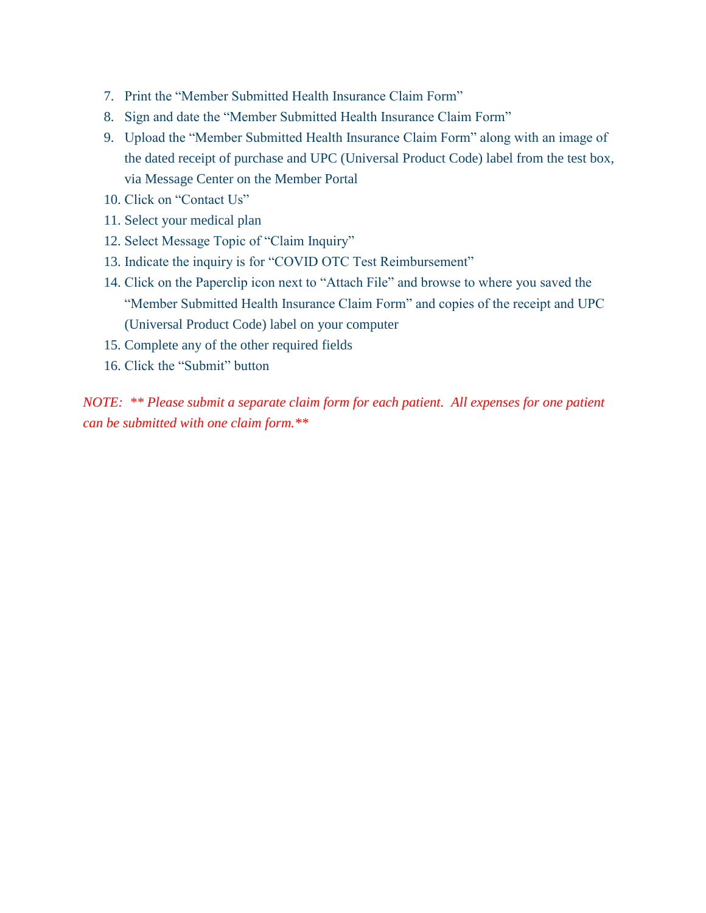7. Print the “Member Submitted Health Insurance Claim Form”
8. Sign and date the “Member Submitted Health Insurance Claim Form”
9. Upload the “Member Submitted Health Insurance Claim Form” along with an image of the dated receipt of purchase and UPC (Universal Product Code) label from the test box, via Message Center on the Member Portal
10. Click on “Contact Us”
11. Select your medical plan
12. Select Message Topic of “Claim Inquiry”
13. Indicate the inquiry is for “COVID OTC Test Reimbursement”
14. Click on the Paperclip icon next to “Attach File” and browse to where you saved the “Member Submitted Health Insurance Claim Form” and copies of the receipt and UPC (Universal Product Code) label on your computer
15. Complete any of the other required fields
16. Click the “Submit” button

*NOTE: ** Please submit a separate claim form for each patient. All expenses for one patient can be submitted with one claim form.***